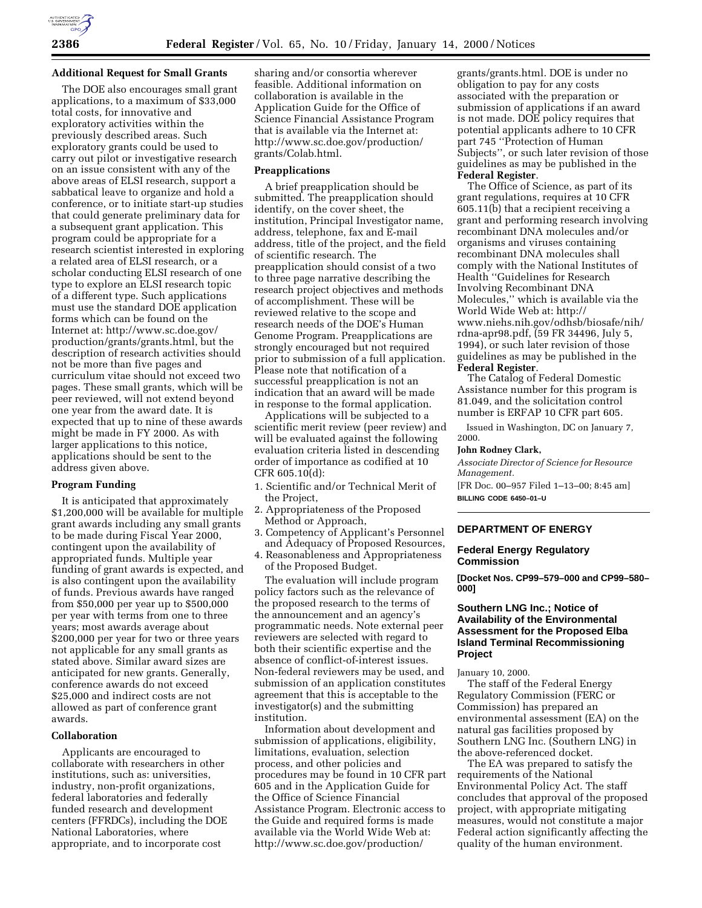### Additional Request for Small Grants

The DOE also encourages small grant applications, to a maximum of $33,000 total costs, for innovative and exploratory activities within the previously described areas. Such exploratory grants could be used to carry out pilot or investigative research on an issue consistent with any of the above areas of ELSI research, support a sabbatical leave to organize and hold a conference, or to initiate start-up studies that could generate preliminary data for a subsequent grant application. This program could be appropriate for a research scientist interested in exploring a related area of ELSI research, or a scholar conducting ELSI research of one type to explore an ELSI research topic of a different type. Such applications must use the standard DOE application forms which can be found on the Internet at: http://www.sc.doe.gov/production/grants/grants.html, but the description of research activities should not be more than five pages and curriculum vitae should not exceed two pages. These small grants, which will be peer reviewed, will not extend beyond one year from the award date. It is expected that up to nine of these awards might be made in FY 2000. As with larger applications to this notice, applications should be sent to the address given above.

### Program Funding

It is anticipated that approximately $1,200,000 will be available for multiple grant awards including any small grants to be made during Fiscal Year 2000, contingent upon the availability of appropriated funds. Multiple year funding of grant awards is expected, and is also contingent upon the availability of funds. Previous awards have ranged from $50,000 per year up to $500,000 per year with terms from one to three years; most awards average about $200,000 per year for two or three years not applicable for any small grants as stated above. Similar award sizes are anticipated for new grants. Generally, conference awards do not exceed $25,000 and indirect costs are not allowed as part of conference grant awards.

### Collaboration

Applicants are encouraged to collaborate with researchers in other institutions, such as: universities, industry, non-profit organizations, federal laboratories and federally funded research and development centers (FFRDCs), including the DOE National Laboratories, where appropriate, and to incorporate cost sharing and/or consortia wherever feasible. Additional information on collaboration is available in the Application Guide for the Office of Science Financial Assistance Program that is available via the Internet at: http://www.sc.doe.gov/production/grants/Colab.html.

### Preapplications

A brief preapplication should be submitted. The preapplication should identify, on the cover sheet, the institution, Principal Investigator name, address, telephone, fax and E-mail address, title of the project, and the field of scientific research. The preapplication should consist of a two to three page narrative describing the research project objectives and methods of accomplishment. These will be reviewed relative to the scope and research needs of the DOE's Human Genome Program. Preapplications are strongly encouraged but not required prior to submission of a full application. Please note that notification of a successful preapplication is not an indication that an award will be made in response to the formal application.

Applications will be subjected to a scientific merit review (peer review) and will be evaluated against the following evaluation criteria listed in descending order of importance as codified at 10 CFR 605.10(d):

1. Scientific and/or Technical Merit of the Project,
2. Appropriateness of the Proposed Method or Approach,
3. Competency of Applicant's Personnel and Adequacy of Proposed Resources,
4. Reasonableness and Appropriateness of the Proposed Budget.

The evaluation will include program policy factors such as the relevance of the proposed research to the terms of the announcement and an agency's programmatic needs. Note external peer reviewers are selected with regard to both their scientific expertise and the absence of conflict-of-interest issues. Non-federal reviewers may be used, and submission of an application constitutes agreement that this is acceptable to the investigator(s) and the submitting institution.

Information about development and submission of applications, eligibility, limitations, evaluation, selection process, and other policies and procedures may be found in 10 CFR part 605 and in the Application Guide for the Office of Science Financial Assistance Program. Electronic access to the Guide and required forms is made available via the World Wide Web at: http://www.sc.doe.gov/production/grants/grants.html. DOE is under no obligation to pay for any costs associated with the preparation or submission of applications if an award is not made. DOE policy requires that potential applicants adhere to 10 CFR part 745 ''Protection of Human Subjects'', or such later revision of those guidelines as may be published in the **Federal Register**.

The Office of Science, as part of its grant regulations, requires at 10 CFR 605.11(b) that a recipient receiving a grant and performing research involving recombinant DNA molecules and/or organisms and viruses containing recombinant DNA molecules shall comply with the National Institutes of Health ''Guidelines for Research Involving Recombinant DNA Molecules,'' which is available via the World Wide Web at: http://www.niehs.nih.gov/odhsb/biosafe/nih/rdna-apr98.pdf, (59 FR 34496, July 5, 1994), or such later revision of those guidelines as may be published in the **Federal Register**.

The Catalog of Federal Domestic Assistance number for this program is 81.049, and the solicitation control number is ERFAP 10 CFR part 605.

Issued in Washington, DC on January 7, 2000.

**John Rodney Clark,**

*Associate Director of Science for Resource Management.*

[FR Doc. 00–957 Filed 1–13–00; 8:45 am]

BILLING CODE 6450–01–U

---

## DEPARTMENT OF ENERGY

### Federal Energy Regulatory Commission

**[Docket Nos. CP99–579–000 and CP99–580–000]**

### Southern LNG Inc.; Notice of Availability of the Environmental Assessment for the Proposed Elba Island Terminal Recommissioning Project

January 10, 2000.

The staff of the Federal Energy Regulatory Commission (FERC or Commission) has prepared an environmental assessment (EA) on the natural gas facilities proposed by Southern LNG Inc. (Southern LNG) in the above-referenced docket.

The EA was prepared to satisfy the requirements of the National Environmental Policy Act. The staff concludes that approval of the proposed project, with appropriate mitigating measures, would not constitute a major Federal action significantly affecting the quality of the human environment.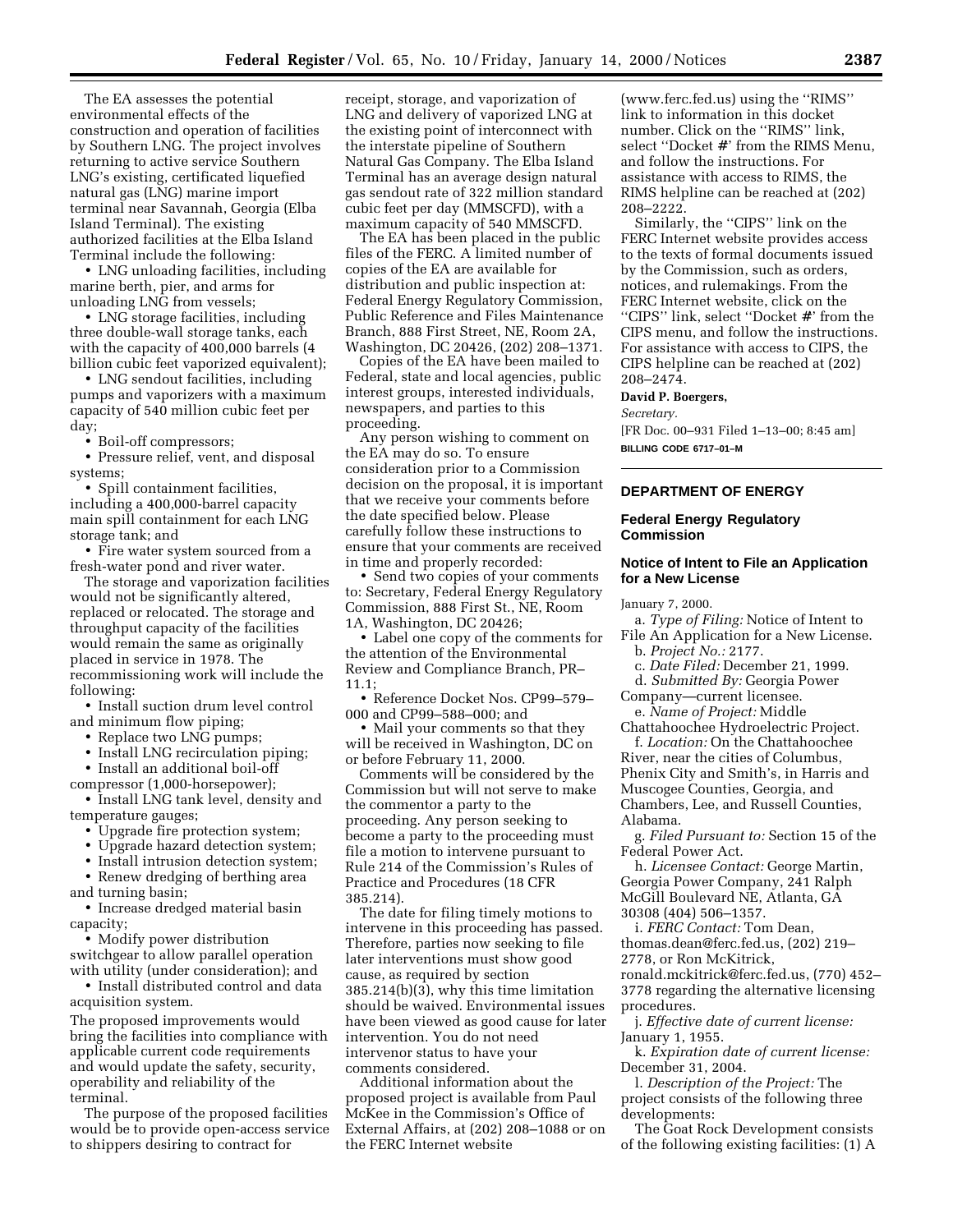The EA assesses the potential environmental effects of the construction and operation of facilities by Southern LNG. The project involves returning to active service Southern LNG's existing, certificated liquefied natural gas (LNG) marine import terminal near Savannah, Georgia (Elba Island Terminal). The existing authorized facilities at the Elba Island Terminal include the following:

- LNG unloading facilities, including marine berth, pier, and arms for unloading LNG from vessels;
- LNG storage facilities, including three double-wall storage tanks, each with the capacity of 400,000 barrels (4 billion cubic feet vaporized equivalent);
- LNG sendout facilities, including pumps and vaporizers with a maximum capacity of 540 million cubic feet per day;
- Boil-off compressors;
- Pressure relief, vent, and disposal systems;
- Spill containment facilities, including a 400,000-barrel capacity main spill containment for each LNG storage tank; and
- Fire water system sourced from a fresh-water pond and river water.

The storage and vaporization facilities would not be significantly altered, replaced or relocated. The storage and throughput capacity of the facilities would remain the same as originally placed in service in 1978. The recommissioning work will include the following:

- Install suction drum level control and minimum flow piping;
- Replace two LNG pumps;
- Install LNG recirculation piping;
- Install an additional boil-off compressor (1,000-horsepower);
- Install LNG tank level, density and temperature gauges;
- Upgrade fire protection system;
- Upgrade hazard detection system;
- Install intrusion detection system;
- Renew dredging of berthing area and turning basin;
- Increase dredged material basin capacity;
- Modify power distribution switchgear to allow parallel operation with utility (under consideration); and
- Install distributed control and data acquisition system.

The proposed improvements would bring the facilities into compliance with applicable current code requirements and would update the safety, security, operability and reliability of the terminal.

The purpose of the proposed facilities would be to provide open-access service to shippers desiring to contract for receipt, storage, and vaporization of LNG and delivery of vaporized LNG at the existing point of interconnect with the interstate pipeline of Southern Natural Gas Company. The Elba Island Terminal has an average design natural gas sendout rate of 322 million standard cubic feet per day (MMSCFD), with a maximum capacity of 540 MMSCFD.

The EA has been placed in the public files of the FERC. A limited number of copies of the EA are available for distribution and public inspection at: Federal Energy Regulatory Commission, Public Reference and Files Maintenance Branch, 888 First Street, NE, Room 2A, Washington, DC 20426, (202) 208–1371.

Copies of the EA have been mailed to Federal, state and local agencies, public interest groups, interested individuals, newspapers, and parties to this proceeding.

Any person wishing to comment on the EA may do so. To ensure consideration prior to a Commission decision on the proposal, it is important that we receive your comments before the date specified below. Please carefully follow these instructions to ensure that your comments are received in time and properly recorded:

- Send two copies of your comments to: Secretary, Federal Energy Regulatory Commission, 888 First St., NE, Room 1A, Washington, DC 20426;
- Label one copy of the comments for the attention of the Environmental Review and Compliance Branch, PR–11.1;
- Reference Docket Nos. CP99–579–000 and CP99–588–000; and
- Mail your comments so that they will be received in Washington, DC on or before February 11, 2000.

Comments will be considered by the Commission but will not serve to make the commentor a party to the proceeding. Any person seeking to become a party to the proceeding must file a motion to intervene pursuant to Rule 214 of the Commission's Rules of Practice and Procedures (18 CFR 385.214).

The date for filing timely motions to intervene in this proceeding has passed. Therefore, parties now seeking to file later interventions must show good cause, as required by section 385.214(b)(3), why this time limitation should be waived. Environmental issues have been viewed as good cause for later intervention. You do not need intervenor status to have your comments considered.

Additional information about the proposed project is available from Paul McKee in the Commission's Office of External Affairs, at (202) 208–1088 or on the FERC Internet website (www.ferc.fed.us) using the "RIMS" link to information in this docket number. Click on the "RIMS" link, select "Docket #' from the RIMS Menu, and follow the instructions. For assistance with access to RIMS, the RIMS helpline can be reached at (202) 208–2222.

Similarly, the "CIPS" link on the FERC Internet website provides access to the texts of formal documents issued by the Commission, such as orders, notices, and rulemakings. From the FERC Internet website, click on the "CIPS" link, select "Docket #' from the CIPS menu, and follow the instructions. For assistance with access to CIPS, the CIPS helpline can be reached at (202) 208–2474.

**David P. Boergers,**

*Secretary.*

[FR Doc. 00–931 Filed 1–13–00; 8:45 am]

BILLING CODE 6717–01–M

## DEPARTMENT OF ENERGY

### Federal Energy Regulatory Commission

### Notice of Intent to File an Application for a New License

January 7, 2000.

a. *Type of Filing:* Notice of Intent to File An Application for a New License.

b. *Project No.:* 2177.

c. *Date Filed:* December 21, 1999.

d. *Submitted By:* Georgia Power Company—current licensee.

e. *Name of Project:* Middle Chattahoochee Hydroelectric Project.

f. *Location:* On the Chattahoochee River, near the cities of Columbus, Phenix City and Smith's, in Harris and Muscogee Counties, Georgia, and Chambers, Lee, and Russell Counties, Alabama.

g. *Filed Pursuant to:* Section 15 of the Federal Power Act.

h. *Licensee Contact:* George Martin, Georgia Power Company, 241 Ralph McGill Boulevard NE, Atlanta, GA 30308 (404) 506–1357.

i. *FERC Contact:* Tom Dean, thomas.dean@ferc.fed.us, (202) 219–2778, or Ron McKitrick, ronald.mckitrick@ferc.fed.us, (770) 452–3778 regarding the alternative licensing procedures.

j. *Effective date of current license:* January 1, 1955.

k. *Expiration date of current license:* December 31, 2004.

l. *Description of the Project:* The project consists of the following three developments:

The Goat Rock Development consists of the following existing facilities: (1) A